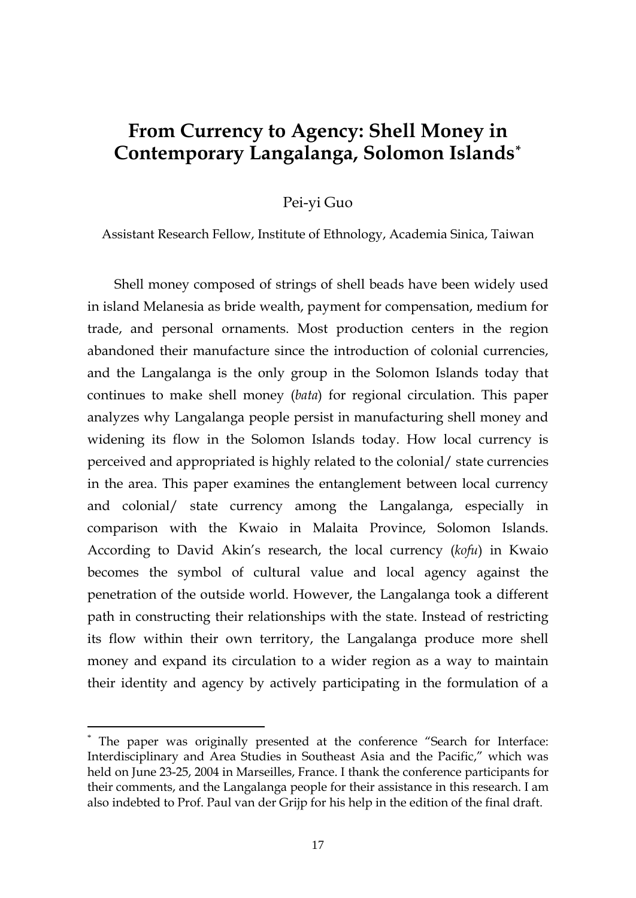# From Currency to Agency: Shell Money in Contemporary Langalanga, Solomon Islands[*]

Pei-yi Guo

Assistant Research Fellow, Institute of Ethnology, Academia Sinica, Taiwan

Shell money composed of strings of shell beads have been widely used in island Melanesia as bride wealth, payment for compensation, medium for trade, and personal ornaments. Most production centers in the region abandoned their manufacture since the introduction of colonial currencies, and the Langalanga is the only group in the Solomon Islands today that continues to make shell money (*bata*) for regional circulation. This paper analyzes why Langalanga people persist in manufacturing shell money and widening its flow in the Solomon Islands today. How local currency is perceived and appropriated is highly related to the colonial/ state currencies in the area. This paper examines the entanglement between local currency and colonial/ state currency among the Langalanga, especially in comparison with the Kwaio in Malaita Province, Solomon Islands. According to David Akin's research, the local currency (*kofu*) in Kwaio becomes the symbol of cultural value and local agency against the penetration of the outside world. However, the Langalanga took a different path in constructing their relationships with the state. Instead of restricting its flow within their own territory, the Langalanga produce more shell money and expand its circulation to a wider region as a way to maintain their identity and agency by actively participating in the formulation of a

[*] The paper was originally presented at the conference "Search for Interface: Interdisciplinary and Area Studies in Southeast Asia and the Pacific," which was held on June 23-25, 2004 in Marseilles, France. I thank the conference participants for their comments, and the Langalanga people for their assistance in this research. I am also indebted to Prof. Paul van der Grijp for his help in the edition of the final draft.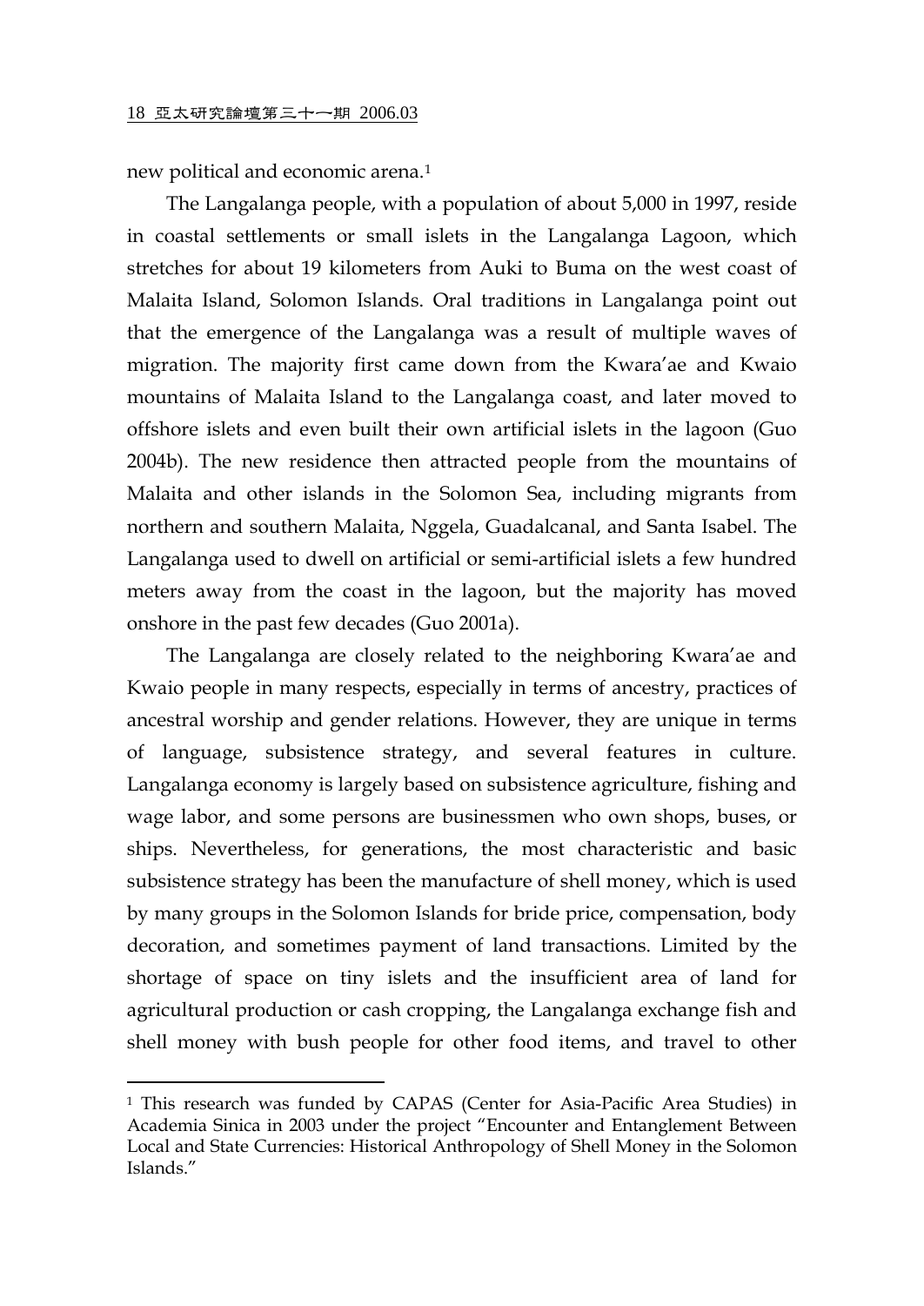new political and economic arena.[1]

The Langalanga people, with a population of about 5,000 in 1997, reside in coastal settlements or small islets in the Langalanga Lagoon, which stretches for about 19 kilometers from Auki to Buma on the west coast of Malaita Island, Solomon Islands. Oral traditions in Langalanga point out that the emergence of the Langalanga was a result of multiple waves of migration. The majority first came down from the Kwara'ae and Kwaio mountains of Malaita Island to the Langalanga coast, and later moved to offshore islets and even built their own artificial islets in the lagoon (Guo 2004b). The new residence then attracted people from the mountains of Malaita and other islands in the Solomon Sea, including migrants from northern and southern Malaita, Nggela, Guadalcanal, and Santa Isabel. The Langalanga used to dwell on artificial or semi-artificial islets a few hundred meters away from the coast in the lagoon, but the majority has moved onshore in the past few decades (Guo 2001a).

The Langalanga are closely related to the neighboring Kwara'ae and Kwaio people in many respects, especially in terms of ancestry, practices of ancestral worship and gender relations. However, they are unique in terms of language, subsistence strategy, and several features in culture. Langalanga economy is largely based on subsistence agriculture, fishing and wage labor, and some persons are businessmen who own shops, buses, or ships. Nevertheless, for generations, the most characteristic and basic subsistence strategy has been the manufacture of shell money, which is used by many groups in the Solomon Islands for bride price, compensation, body decoration, and sometimes payment of land transactions. Limited by the shortage of space on tiny islets and the insufficient area of land for agricultural production or cash cropping, the Langalanga exchange fish and shell money with bush people for other food items, and travel to other

---

[1] This research was funded by CAPAS (Center for Asia-Pacific Area Studies) in Academia Sinica in 2003 under the project "Encounter and Entanglement Between Local and State Currencies: Historical Anthropology of Shell Money in the Solomon Islands."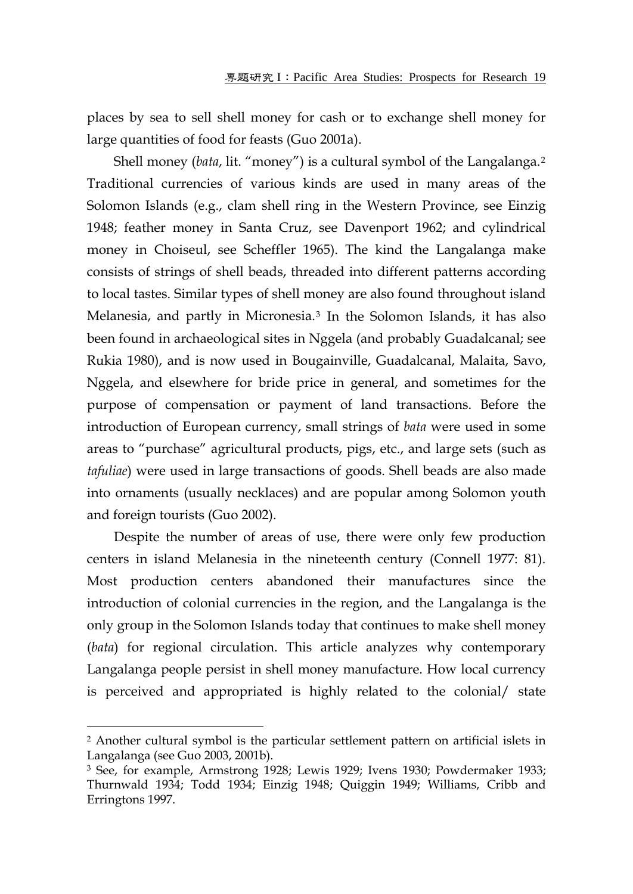places by sea to sell shell money for cash or to exchange shell money for large quantities of food for feasts (Guo 2001a).

Shell money (*bata*, lit. "money") is a cultural symbol of the Langalanga.[2] Traditional currencies of various kinds are used in many areas of the Solomon Islands (e.g., clam shell ring in the Western Province, see Einzig 1948; feather money in Santa Cruz, see Davenport 1962; and cylindrical money in Choiseul, see Scheffler 1965). The kind the Langalanga make consists of strings of shell beads, threaded into different patterns according to local tastes. Similar types of shell money are also found throughout island Melanesia, and partly in Micronesia.[3] In the Solomon Islands, it has also been found in archaeological sites in Nggela (and probably Guadalcanal; see Rukia 1980), and is now used in Bougainville, Guadalcanal, Malaita, Savo, Nggela, and elsewhere for bride price in general, and sometimes for the purpose of compensation or payment of land transactions. Before the introduction of European currency, small strings of *bata* were used in some areas to "purchase" agricultural products, pigs, etc., and large sets (such as *tafuliae*) were used in large transactions of goods. Shell beads are also made into ornaments (usually necklaces) and are popular among Solomon youth and foreign tourists (Guo 2002).

Despite the number of areas of use, there were only few production centers in island Melanesia in the nineteenth century (Connell 1977: 81). Most production centers abandoned their manufactures since the introduction of colonial currencies in the region, and the Langalanga is the only group in the Solomon Islands today that continues to make shell money (*bata*) for regional circulation. This article analyzes why contemporary Langalanga people persist in shell money manufacture. How local currency is perceived and appropriated is highly related to the colonial/ state

---

[2] Another cultural symbol is the particular settlement pattern on artificial islets in Langalanga (see Guo 2003, 2001b).

[3] See, for example, Armstrong 1928; Lewis 1929; Ivens 1930; Powdermaker 1933; Thurnwald 1934; Todd 1934; Einzig 1948; Quiggin 1949; Williams, Cribb and Erringtons 1997.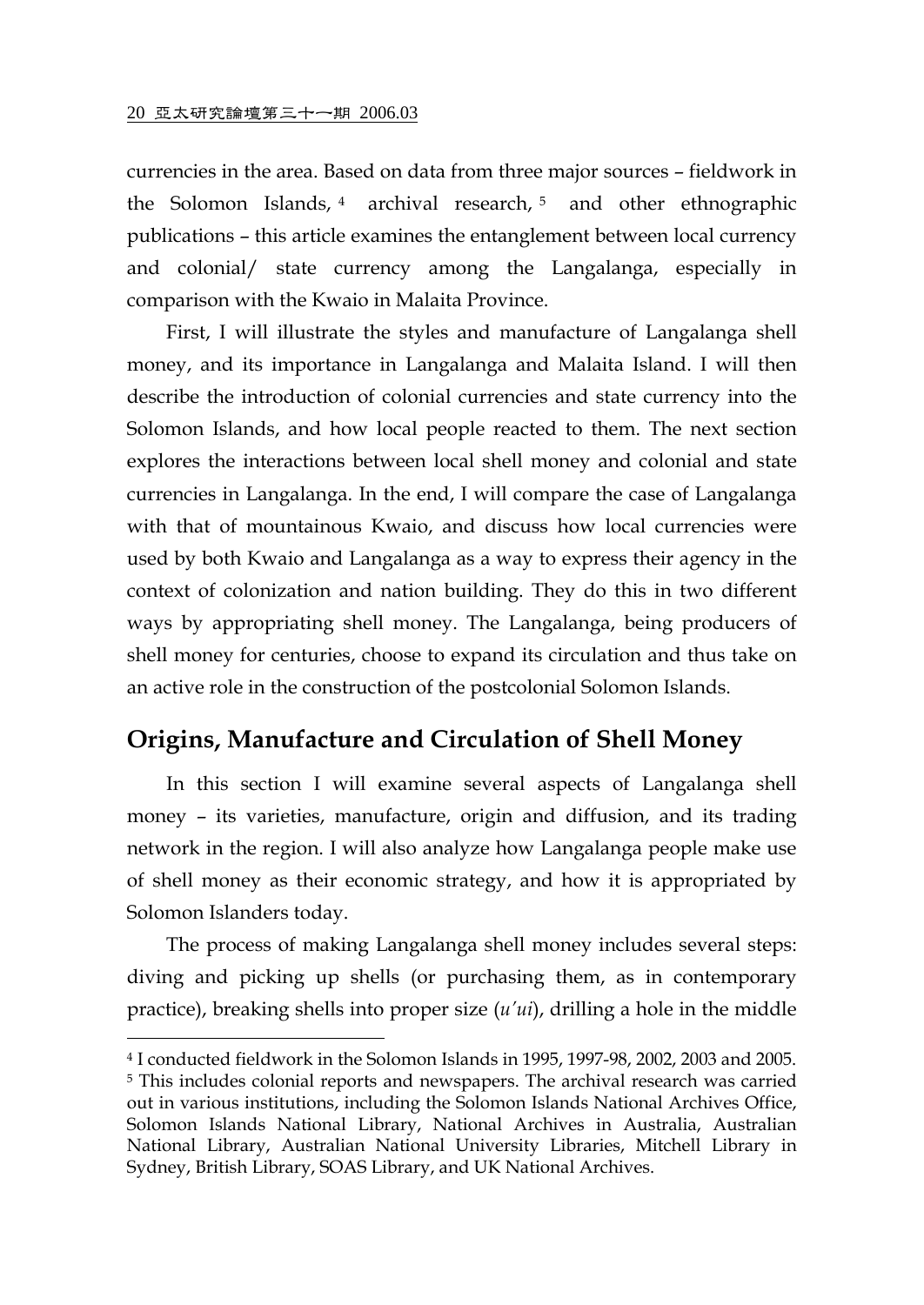currencies in the area. Based on data from three major sources – fieldwork in the Solomon Islands,[4] archival research,[5] and other ethnographic publications – this article examines the entanglement between local currency and colonial/ state currency among the Langalanga, especially in comparison with the Kwaio in Malaita Province.

First, I will illustrate the styles and manufacture of Langalanga shell money, and its importance in Langalanga and Malaita Island. I will then describe the introduction of colonial currencies and state currency into the Solomon Islands, and how local people reacted to them. The next section explores the interactions between local shell money and colonial and state currencies in Langalanga. In the end, I will compare the case of Langalanga with that of mountainous Kwaio, and discuss how local currencies were used by both Kwaio and Langalanga as a way to express their agency in the context of colonization and nation building. They do this in two different ways by appropriating shell money. The Langalanga, being producers of shell money for centuries, choose to expand its circulation and thus take on an active role in the construction of the postcolonial Solomon Islands.

## Origins, Manufacture and Circulation of Shell Money

In this section I will examine several aspects of Langalanga shell money – its varieties, manufacture, origin and diffusion, and its trading network in the region. I will also analyze how Langalanga people make use of shell money as their economic strategy, and how it is appropriated by Solomon Islanders today.

The process of making Langalanga shell money includes several steps: diving and picking up shells (or purchasing them, as in contemporary practice), breaking shells into proper size (*u'ui*), drilling a hole in the middle

---

[4] I conducted fieldwork in the Solomon Islands in 1995, 1997-98, 2002, 2003 and 2005.

[5] This includes colonial reports and newspapers. The archival research was carried out in various institutions, including the Solomon Islands National Archives Office, Solomon Islands National Library, National Archives in Australia, Australian National Library, Australian National University Libraries, Mitchell Library in Sydney, British Library, SOAS Library, and UK National Archives.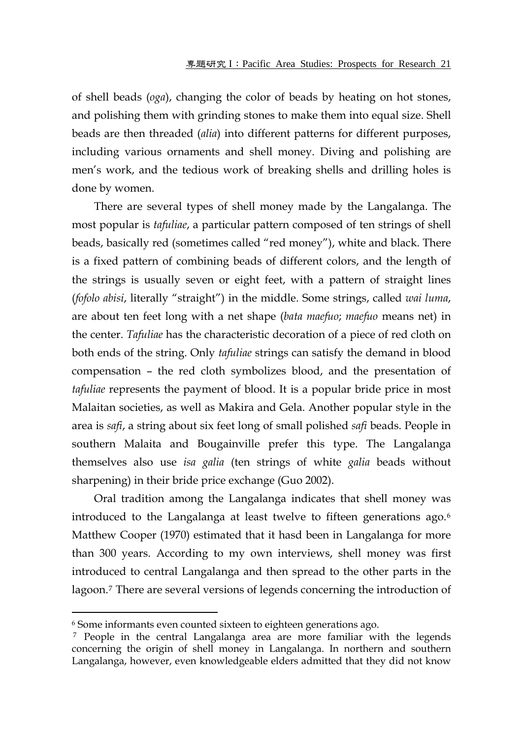of shell beads (*oga*), changing the color of beads by heating on hot stones, and polishing them with grinding stones to make them into equal size. Shell beads are then threaded (*alia*) into different patterns for different purposes, including various ornaments and shell money. Diving and polishing are men's work, and the tedious work of breaking shells and drilling holes is done by women.

There are several types of shell money made by the Langalanga. The most popular is *tafuliae*, a particular pattern composed of ten strings of shell beads, basically red (sometimes called "red money"), white and black. There is a fixed pattern of combining beads of different colors, and the length of the strings is usually seven or eight feet, with a pattern of straight lines (*fofolo abisi*, literally "straight") in the middle. Some strings, called *wai luma*, are about ten feet long with a net shape (*bata maefuo*; *maefuo* means net) in the center. *Tafuliae* has the characteristic decoration of a piece of red cloth on both ends of the string. Only *tafuliae* strings can satisfy the demand in blood compensation – the red cloth symbolizes blood, and the presentation of *tafuliae* represents the payment of blood. It is a popular bride price in most Malaitan societies, as well as Makira and Gela. Another popular style in the area is *safi*, a string about six feet long of small polished *safi* beads. People in southern Malaita and Bougainville prefer this type. The Langalanga themselves also use *isa galia* (ten strings of white *galia* beads without sharpening) in their bride price exchange (Guo 2002).

Oral tradition among the Langalanga indicates that shell money was introduced to the Langalanga at least twelve to fifteen generations ago.[6] Matthew Cooper (1970) estimated that it hasd been in Langalanga for more than 300 years. According to my own interviews, shell money was first introduced to central Langalanga and then spread to the other parts in the lagoon.[7] There are several versions of legends concerning the introduction of

[6] Some informants even counted sixteen to eighteen generations ago.

[7] People in the central Langalanga area are more familiar with the legends concerning the origin of shell money in Langalanga. In northern and southern Langalanga, however, even knowledgeable elders admitted that they did not know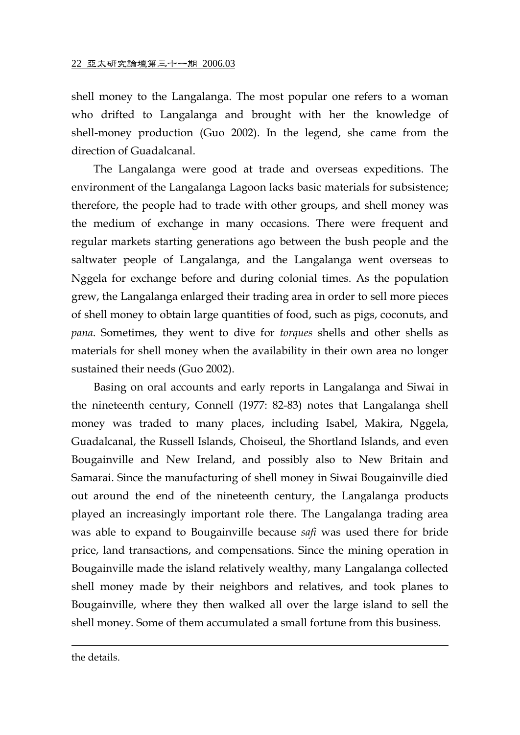shell money to the Langalanga. The most popular one refers to a woman who drifted to Langalanga and brought with her the knowledge of shell-money production (Guo 2002). In the legend, she came from the direction of Guadalcanal.

The Langalanga were good at trade and overseas expeditions. The environment of the Langalanga Lagoon lacks basic materials for subsistence; therefore, the people had to trade with other groups, and shell money was the medium of exchange in many occasions. There were frequent and regular markets starting generations ago between the bush people and the saltwater people of Langalanga, and the Langalanga went overseas to Nggela for exchange before and during colonial times. As the population grew, the Langalanga enlarged their trading area in order to sell more pieces of shell money to obtain large quantities of food, such as pigs, coconuts, and *pana*. Sometimes, they went to dive for *torques* shells and other shells as materials for shell money when the availability in their own area no longer sustained their needs (Guo 2002).

Basing on oral accounts and early reports in Langalanga and Siwai in the nineteenth century, Connell (1977: 82-83) notes that Langalanga shell money was traded to many places, including Isabel, Makira, Nggela, Guadalcanal, the Russell Islands, Choiseul, the Shortland Islands, and even Bougainville and New Ireland, and possibly also to New Britain and Samarai. Since the manufacturing of shell money in Siwai Bougainville died out around the end of the nineteenth century, the Langalanga products played an increasingly important role there. The Langalanga trading area was able to expand to Bougainville because *safi* was used there for bride price, land transactions, and compensations. Since the mining operation in Bougainville made the island relatively wealthy, many Langalanga collected shell money made by their neighbors and relatives, and took planes to Bougainville, where they then walked all over the large island to sell the shell money. Some of them accumulated a small fortune from this business.

---

the details.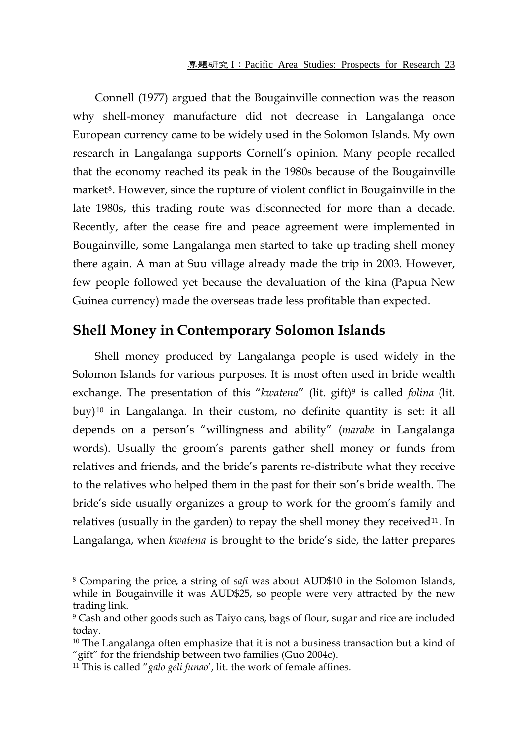Connell (1977) argued that the Bougainville connection was the reason why shell-money manufacture did not decrease in Langalanga once European currency came to be widely used in the Solomon Islands. My own research in Langalanga supports Cornell's opinion. Many people recalled that the economy reached its peak in the 1980s because of the Bougainville market[8]. However, since the rupture of violent conflict in Bougainville in the late 1980s, this trading route was disconnected for more than a decade. Recently, after the cease fire and peace agreement were implemented in Bougainville, some Langalanga men started to take up trading shell money there again. A man at Suu village already made the trip in 2003. However, few people followed yet because the devaluation of the kina (Papua New Guinea currency) made the overseas trade less profitable than expected.

## Shell Money in Contemporary Solomon Islands

Shell money produced by Langalanga people is used widely in the Solomon Islands for various purposes. It is most often used in bride wealth exchange. The presentation of this "*kwatena*" (lit. gift)[9] is called *folina* (lit. buy)[10] in Langalanga. In their custom, no definite quantity is set: it all depends on a person's "willingness and ability" (*marabe* in Langalanga words). Usually the groom's parents gather shell money or funds from relatives and friends, and the bride's parents re-distribute what they receive to the relatives who helped them in the past for their son's bride wealth. The bride's side usually organizes a group to work for the groom's family and relatives (usually in the garden) to repay the shell money they received[11]. In Langalanga, when *kwatena* is brought to the bride's side, the latter prepares

---

[8] Comparing the price, a string of *safi* was about AUD$10 in the Solomon Islands, while in Bougainville it was AUD$25, so people were very attracted by the new trading link.

[9] Cash and other goods such as Taiyo cans, bags of flour, sugar and rice are included today.

[10] The Langalanga often emphasize that it is not a business transaction but a kind of "gift" for the friendship between two families (Guo 2004c).

[11] This is called "*galo geli funao*', lit. the work of female affines.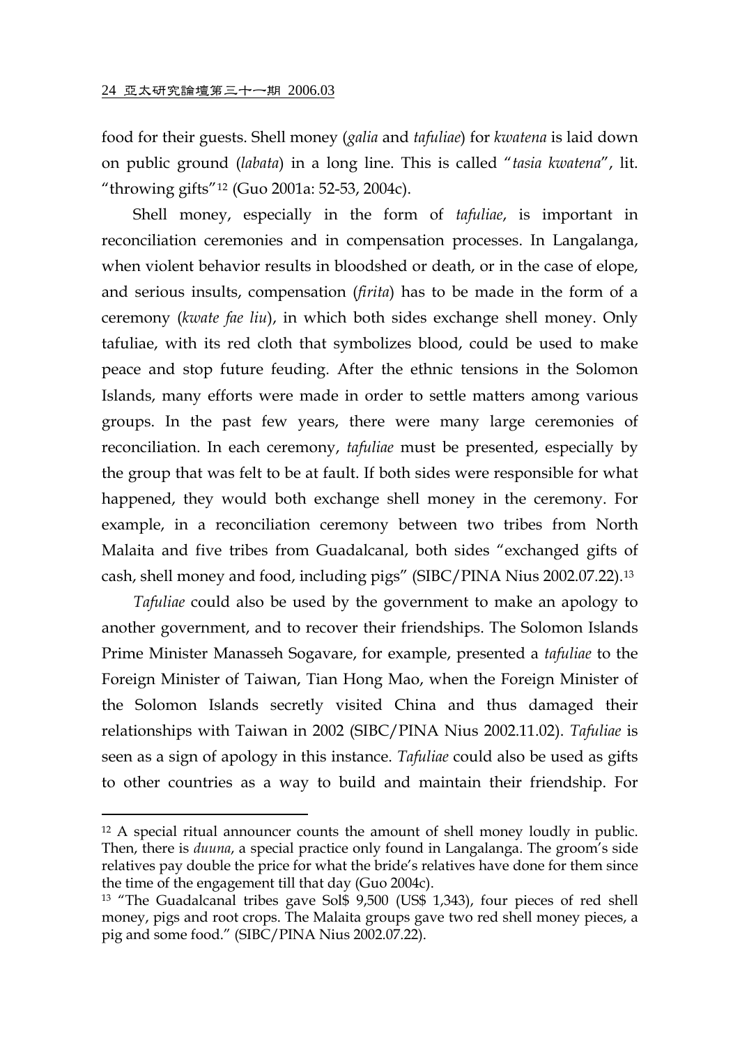food for their guests. Shell money (*galia* and *tafuliae*) for *kwatena* is laid down on public ground (*labata*) in a long line. This is called "*tasia kwatena*", lit. "throwing gifts"[12] (Guo 2001a: 52-53, 2004c).

Shell money, especially in the form of *tafuliae*, is important in reconciliation ceremonies and in compensation processes. In Langalanga, when violent behavior results in bloodshed or death, or in the case of elope, and serious insults, compensation (*firita*) has to be made in the form of a ceremony (*kwate fae liu*), in which both sides exchange shell money. Only tafuliae, with its red cloth that symbolizes blood, could be used to make peace and stop future feuding. After the ethnic tensions in the Solomon Islands, many efforts were made in order to settle matters among various groups. In the past few years, there were many large ceremonies of reconciliation. In each ceremony, *tafuliae* must be presented, especially by the group that was felt to be at fault. If both sides were responsible for what happened, they would both exchange shell money in the ceremony. For example, in a reconciliation ceremony between two tribes from North Malaita and five tribes from Guadalcanal, both sides "exchanged gifts of cash, shell money and food, including pigs" (SIBC/PINA Nius 2002.07.22).[13]

*Tafuliae* could also be used by the government to make an apology to another government, and to recover their friendships. The Solomon Islands Prime Minister Manasseh Sogavare, for example, presented a *tafuliae* to the Foreign Minister of Taiwan, Tian Hong Mao, when the Foreign Minister of the Solomon Islands secretly visited China and thus damaged their relationships with Taiwan in 2002 (SIBC/PINA Nius 2002.11.02). *Tafuliae* is seen as a sign of apology in this instance. *Tafuliae* could also be used as gifts to other countries as a way to build and maintain their friendship. For

---

[12] A special ritual announcer counts the amount of shell money loudly in public. Then, there is *duuna*, a special practice only found in Langalanga. The groom's side relatives pay double the price for what the bride's relatives have done for them since the time of the engagement till that day (Guo 2004c).

[13] "The Guadalcanal tribes gave Sol$ 9,500 (US$ 1,343), four pieces of red shell money, pigs and root crops. The Malaita groups gave two red shell money pieces, a pig and some food." (SIBC/PINA Nius 2002.07.22).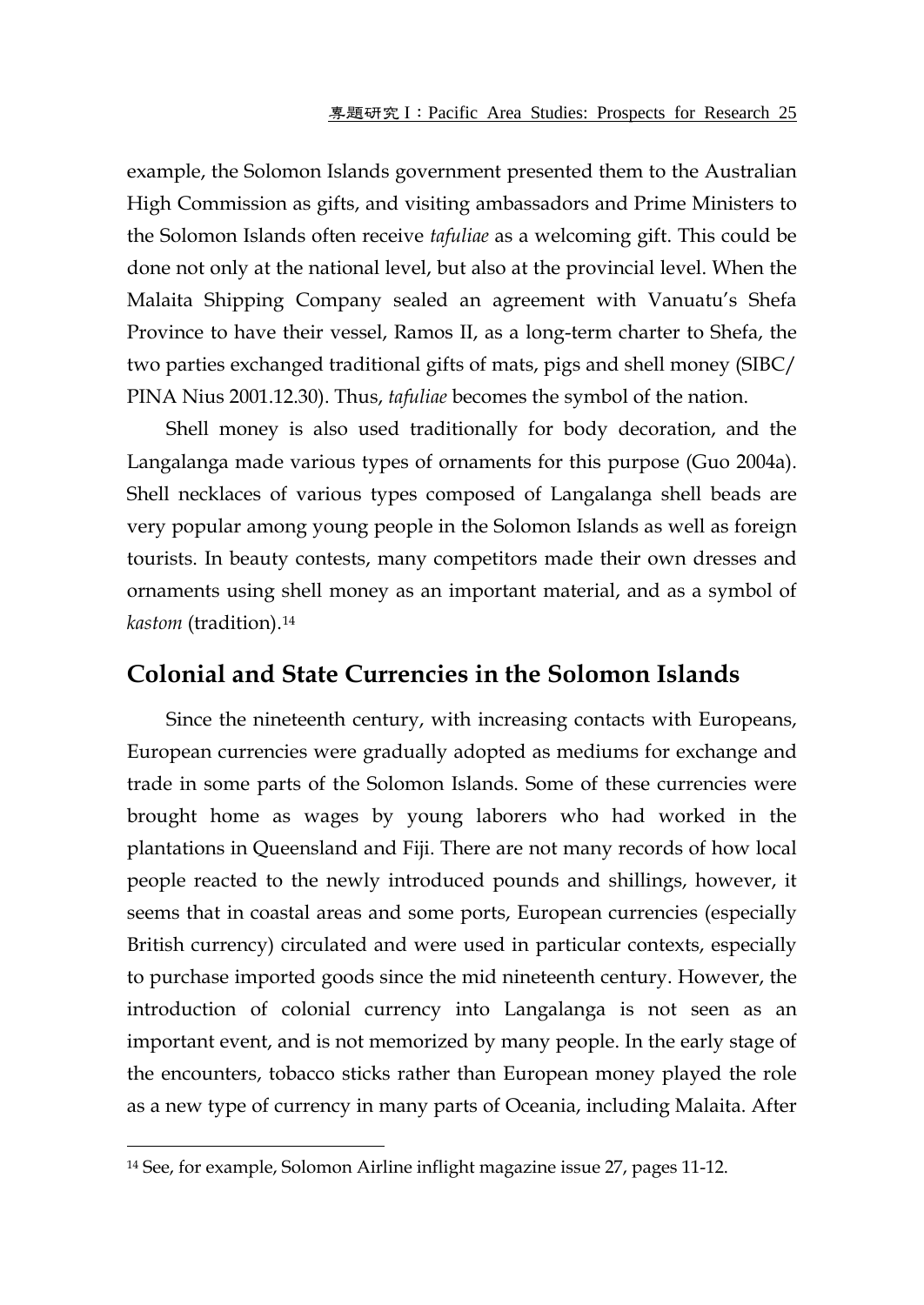example, the Solomon Islands government presented them to the Australian High Commission as gifts, and visiting ambassadors and Prime Ministers to the Solomon Islands often receive *tafuliae* as a welcoming gift. This could be done not only at the national level, but also at the provincial level. When the Malaita Shipping Company sealed an agreement with Vanuatu's Shefa Province to have their vessel, Ramos II, as a long-term charter to Shefa, the two parties exchanged traditional gifts of mats, pigs and shell money (SIBC/ PINA Nius 2001.12.30). Thus, *tafuliae* becomes the symbol of the nation.

Shell money is also used traditionally for body decoration, and the Langalanga made various types of ornaments for this purpose (Guo 2004a). Shell necklaces of various types composed of Langalanga shell beads are very popular among young people in the Solomon Islands as well as foreign tourists. In beauty contests, many competitors made their own dresses and ornaments using shell money as an important material, and as a symbol of *kastom* (tradition).[14]

## Colonial and State Currencies in the Solomon Islands

Since the nineteenth century, with increasing contacts with Europeans, European currencies were gradually adopted as mediums for exchange and trade in some parts of the Solomon Islands. Some of these currencies were brought home as wages by young laborers who had worked in the plantations in Queensland and Fiji. There are not many records of how local people reacted to the newly introduced pounds and shillings, however, it seems that in coastal areas and some ports, European currencies (especially British currency) circulated and were used in particular contexts, especially to purchase imported goods since the mid nineteenth century. However, the introduction of colonial currency into Langalanga is not seen as an important event, and is not memorized by many people. In the early stage of the encounters, tobacco sticks rather than European money played the role as a new type of currency in many parts of Oceania, including Malaita. After

[14] See, for example, Solomon Airline inflight magazine issue 27, pages 11-12.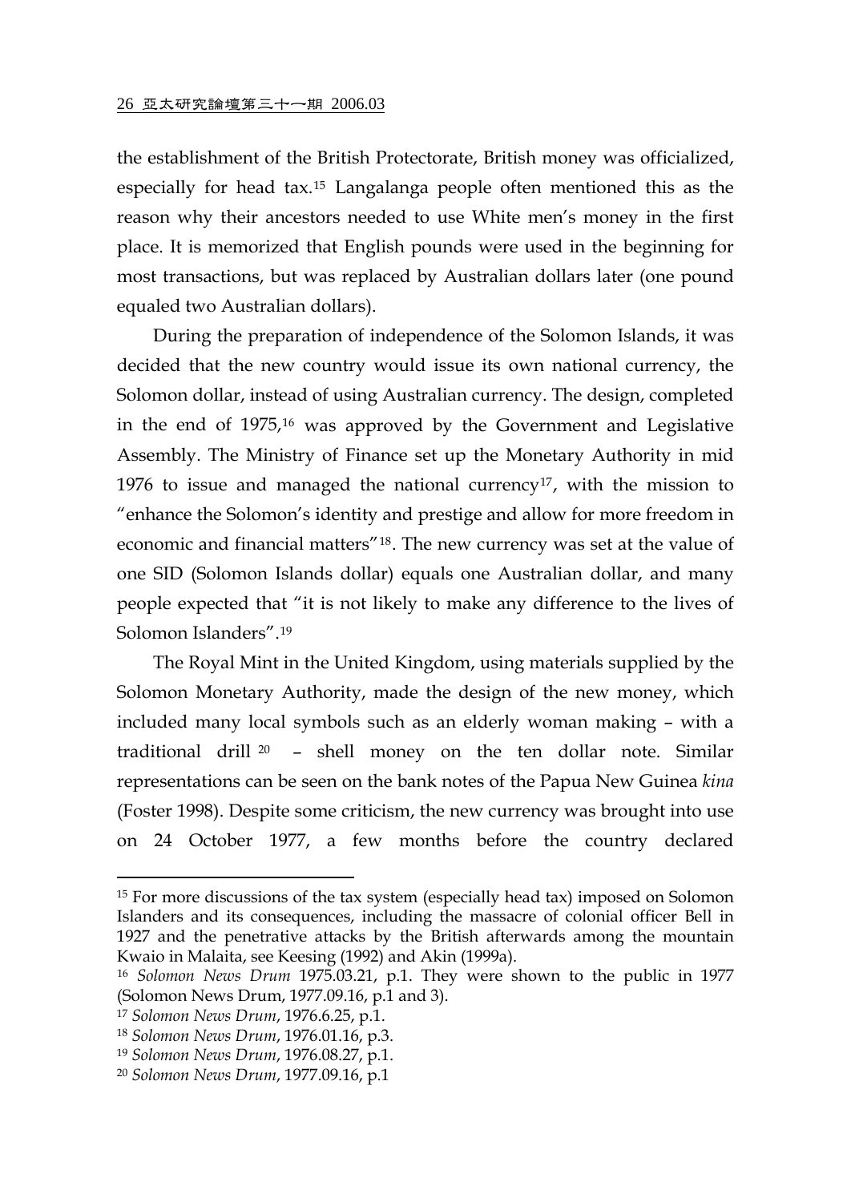the establishment of the British Protectorate, British money was officialized, especially for head tax.[15] Langalanga people often mentioned this as the reason why their ancestors needed to use White men's money in the first place. It is memorized that English pounds were used in the beginning for most transactions, but was replaced by Australian dollars later (one pound equaled two Australian dollars).

During the preparation of independence of the Solomon Islands, it was decided that the new country would issue its own national currency, the Solomon dollar, instead of using Australian currency. The design, completed in the end of 1975,[16] was approved by the Government and Legislative Assembly. The Ministry of Finance set up the Monetary Authority in mid 1976 to issue and managed the national currency[17], with the mission to "enhance the Solomon's identity and prestige and allow for more freedom in economic and financial matters"[18]. The new currency was set at the value of one SID (Solomon Islands dollar) equals one Australian dollar, and many people expected that "it is not likely to make any difference to the lives of Solomon Islanders".[19]

The Royal Mint in the United Kingdom, using materials supplied by the Solomon Monetary Authority, made the design of the new money, which included many local symbols such as an elderly woman making – with a traditional drill [20] – shell money on the ten dollar note. Similar representations can be seen on the bank notes of the Papua New Guinea *kina* (Foster 1998). Despite some criticism, the new currency was brought into use on 24 October 1977, a few months before the country declared

---

[15] For more discussions of the tax system (especially head tax) imposed on Solomon Islanders and its consequences, including the massacre of colonial officer Bell in 1927 and the penetrative attacks by the British afterwards among the mountain Kwaio in Malaita, see Keesing (1992) and Akin (1999a).

[16] *Solomon News Drum* 1975.03.21, p.1. They were shown to the public in 1977 (Solomon News Drum, 1977.09.16, p.1 and 3).

[17] *Solomon News Drum*, 1976.6.25, p.1.

[18] *Solomon News Drum*, 1976.01.16, p.3.

[19] *Solomon News Drum*, 1976.08.27, p.1.

[20] *Solomon News Drum*, 1977.09.16, p.1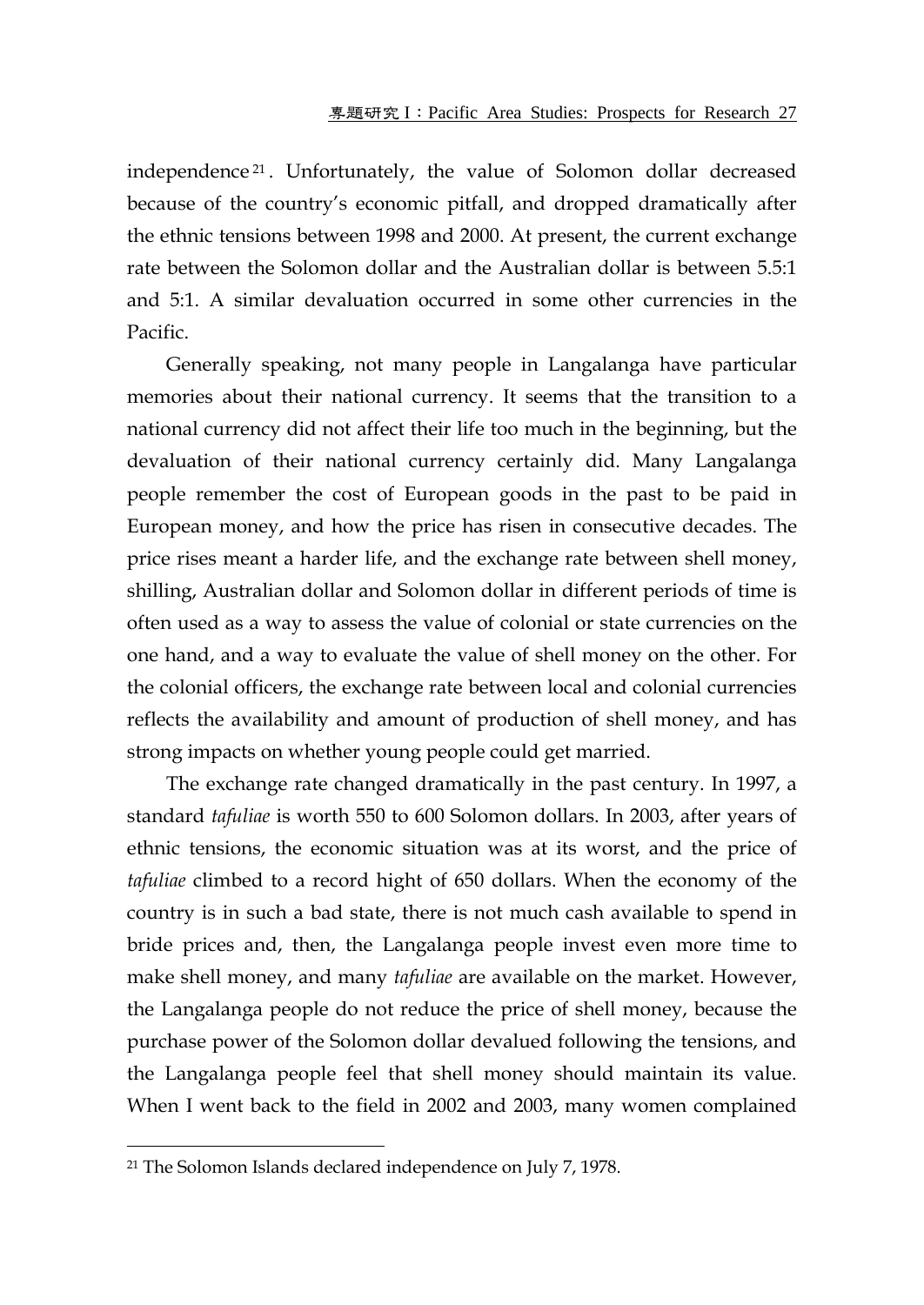independence[21]. Unfortunately, the value of Solomon dollar decreased because of the country's economic pitfall, and dropped dramatically after the ethnic tensions between 1998 and 2000. At present, the current exchange rate between the Solomon dollar and the Australian dollar is between 5.5:1 and 5:1. A similar devaluation occurred in some other currencies in the Pacific.

Generally speaking, not many people in Langalanga have particular memories about their national currency. It seems that the transition to a national currency did not affect their life too much in the beginning, but the devaluation of their national currency certainly did. Many Langalanga people remember the cost of European goods in the past to be paid in European money, and how the price has risen in consecutive decades. The price rises meant a harder life, and the exchange rate between shell money, shilling, Australian dollar and Solomon dollar in different periods of time is often used as a way to assess the value of colonial or state currencies on the one hand, and a way to evaluate the value of shell money on the other. For the colonial officers, the exchange rate between local and colonial currencies reflects the availability and amount of production of shell money, and has strong impacts on whether young people could get married.

The exchange rate changed dramatically in the past century. In 1997, a standard *tafuliae* is worth 550 to 600 Solomon dollars. In 2003, after years of ethnic tensions, the economic situation was at its worst, and the price of *tafuliae* climbed to a record hight of 650 dollars. When the economy of the country is in such a bad state, there is not much cash available to spend in bride prices and, then, the Langalanga people invest even more time to make shell money, and many *tafuliae* are available on the market. However, the Langalanga people do not reduce the price of shell money, because the purchase power of the Solomon dollar devalued following the tensions, and the Langalanga people feel that shell money should maintain its value. When I went back to the field in 2002 and 2003, many women complained

[21] The Solomon Islands declared independence on July 7, 1978.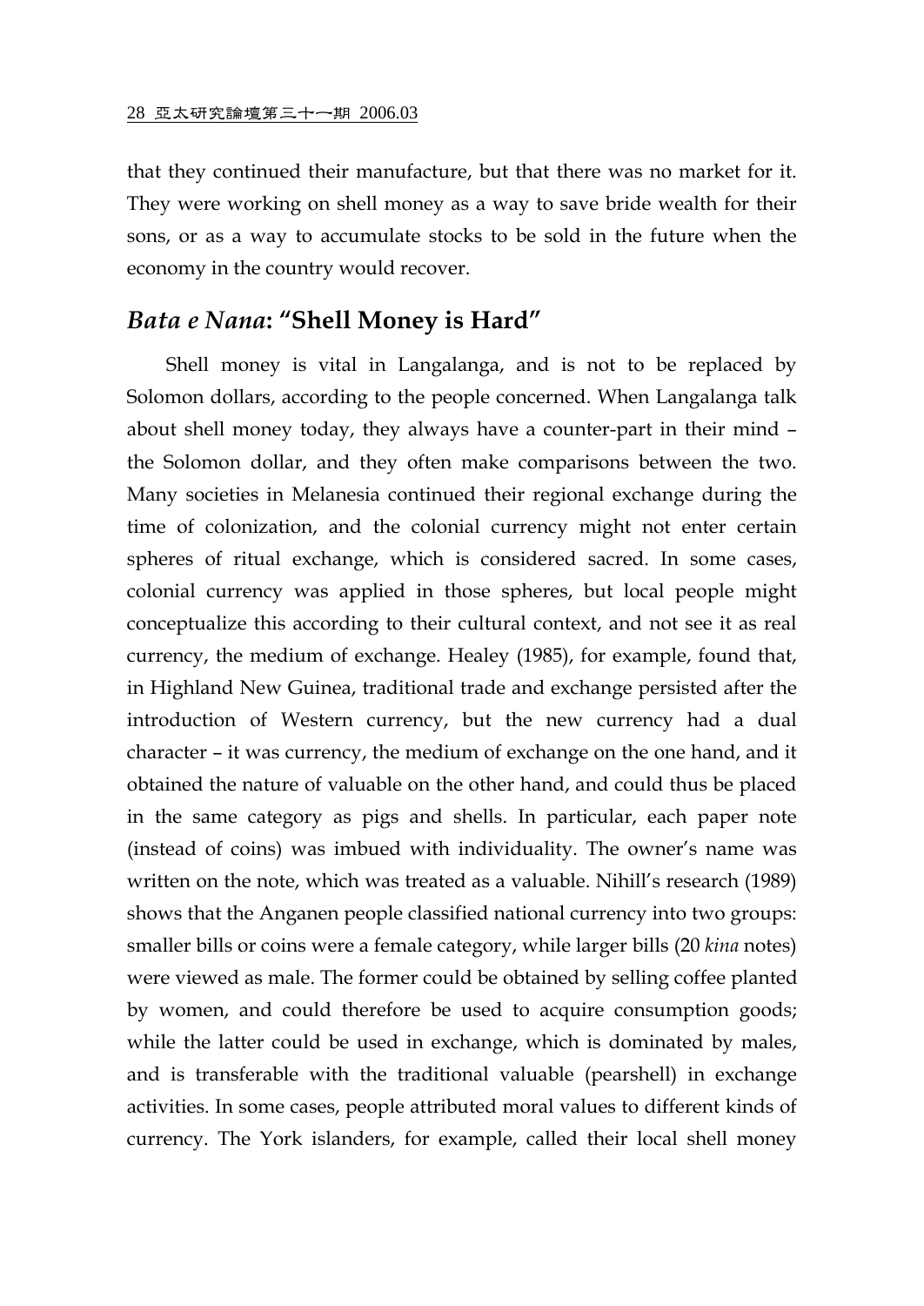that they continued their manufacture, but that there was no market for it. They were working on shell money as a way to save bride wealth for their sons, or as a way to accumulate stocks to be sold in the future when the economy in the country would recover.

## *Bata e Nana*: "Shell Money is Hard"

Shell money is vital in Langalanga, and is not to be replaced by Solomon dollars, according to the people concerned. When Langalanga talk about shell money today, they always have a counter-part in their mind – the Solomon dollar, and they often make comparisons between the two. Many societies in Melanesia continued their regional exchange during the time of colonization, and the colonial currency might not enter certain spheres of ritual exchange, which is considered sacred. In some cases, colonial currency was applied in those spheres, but local people might conceptualize this according to their cultural context, and not see it as real currency, the medium of exchange. Healey (1985), for example, found that, in Highland New Guinea, traditional trade and exchange persisted after the introduction of Western currency, but the new currency had a dual character – it was currency, the medium of exchange on the one hand, and it obtained the nature of valuable on the other hand, and could thus be placed in the same category as pigs and shells. In particular, each paper note (instead of coins) was imbued with individuality. The owner's name was written on the note, which was treated as a valuable. Nihill's research (1989) shows that the Anganen people classified national currency into two groups: smaller bills or coins were a female category, while larger bills (20 *kina* notes) were viewed as male. The former could be obtained by selling coffee planted by women, and could therefore be used to acquire consumption goods; while the latter could be used in exchange, which is dominated by males, and is transferable with the traditional valuable (pearshell) in exchange activities. In some cases, people attributed moral values to different kinds of currency. The York islanders, for example, called their local shell money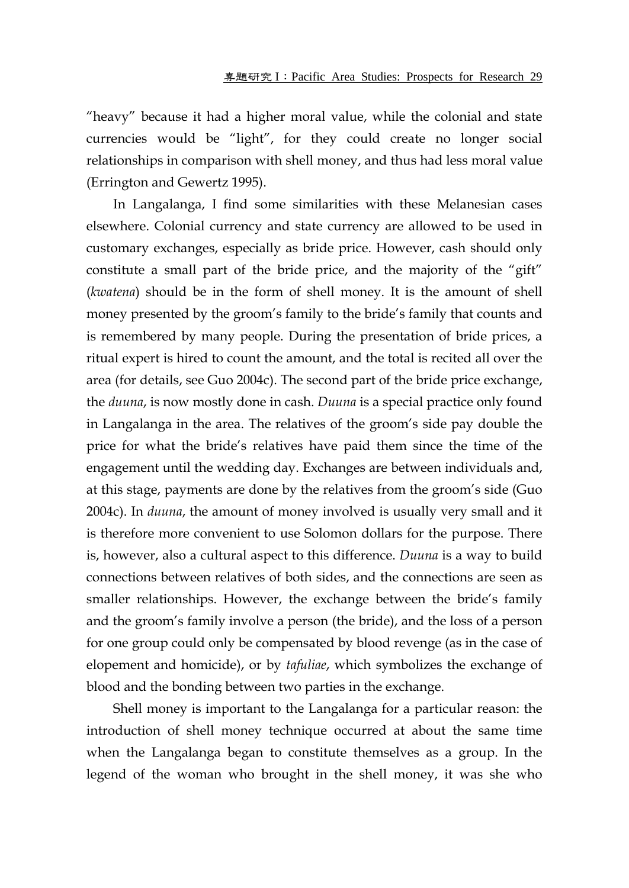"heavy" because it had a higher moral value, while the colonial and state currencies would be "light", for they could create no longer social relationships in comparison with shell money, and thus had less moral value (Errington and Gewertz 1995).

In Langalanga, I find some similarities with these Melanesian cases elsewhere. Colonial currency and state currency are allowed to be used in customary exchanges, especially as bride price. However, cash should only constitute a small part of the bride price, and the majority of the "gift" (*kwatena*) should be in the form of shell money. It is the amount of shell money presented by the groom's family to the bride's family that counts and is remembered by many people. During the presentation of bride prices, a ritual expert is hired to count the amount, and the total is recited all over the area (for details, see Guo 2004c). The second part of the bride price exchange, the *duuna*, is now mostly done in cash. *Duuna* is a special practice only found in Langalanga in the area. The relatives of the groom's side pay double the price for what the bride's relatives have paid them since the time of the engagement until the wedding day. Exchanges are between individuals and, at this stage, payments are done by the relatives from the groom's side (Guo 2004c). In *duuna*, the amount of money involved is usually very small and it is therefore more convenient to use Solomon dollars for the purpose. There is, however, also a cultural aspect to this difference. *Duuna* is a way to build connections between relatives of both sides, and the connections are seen as smaller relationships. However, the exchange between the bride's family and the groom's family involve a person (the bride), and the loss of a person for one group could only be compensated by blood revenge (as in the case of elopement and homicide), or by *tafuliae*, which symbolizes the exchange of blood and the bonding between two parties in the exchange.

Shell money is important to the Langalanga for a particular reason: the introduction of shell money technique occurred at about the same time when the Langalanga began to constitute themselves as a group. In the legend of the woman who brought in the shell money, it was she who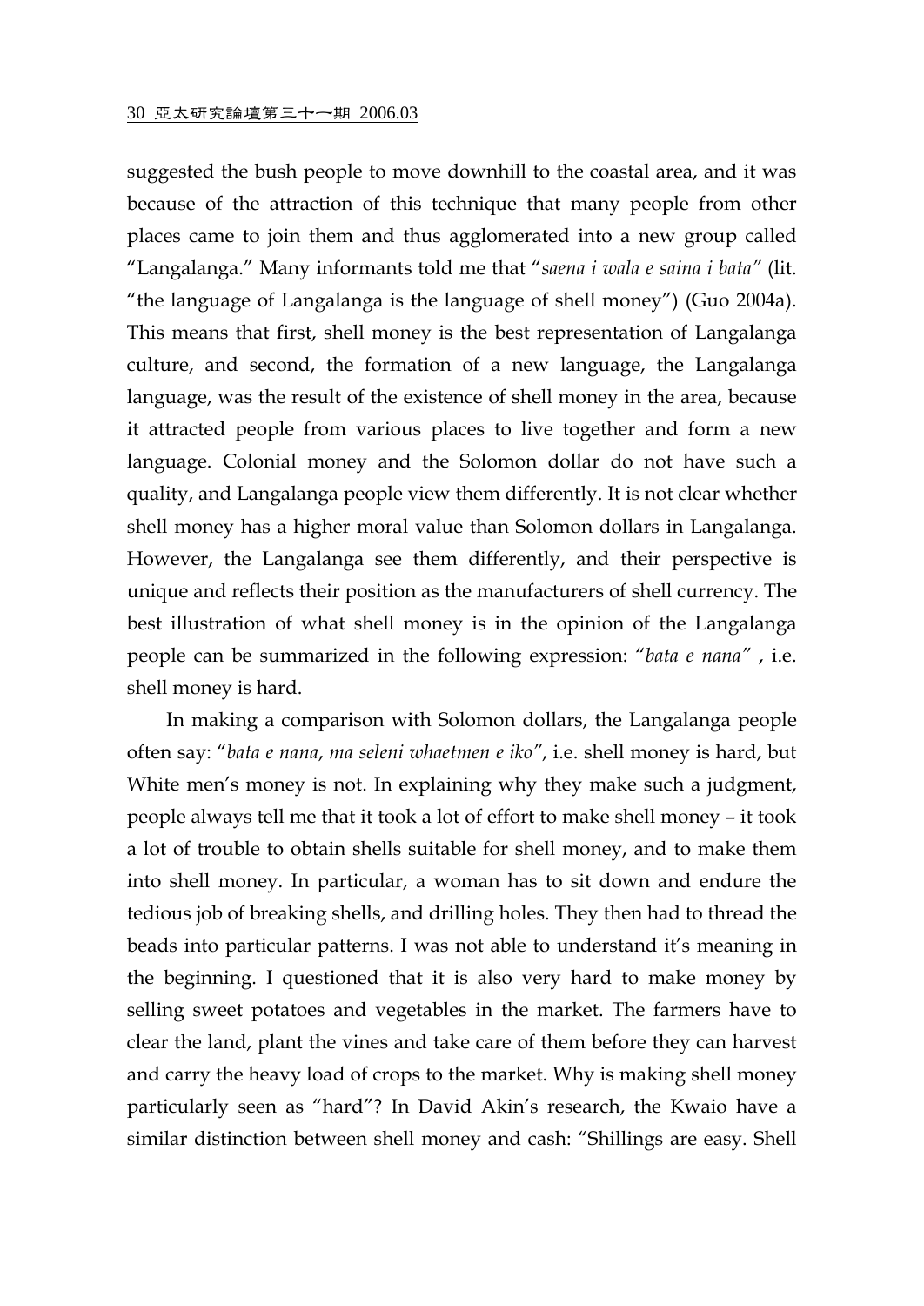suggested the bush people to move downhill to the coastal area, and it was because of the attraction of this technique that many people from other places came to join them and thus agglomerated into a new group called "Langalanga." Many informants told me that "*saena i wala e saina i bata*" (lit. "the language of Langalanga is the language of shell money") (Guo 2004a). This means that first, shell money is the best representation of Langalanga culture, and second, the formation of a new language, the Langalanga language, was the result of the existence of shell money in the area, because it attracted people from various places to live together and form a new language. Colonial money and the Solomon dollar do not have such a quality, and Langalanga people view them differently. It is not clear whether shell money has a higher moral value than Solomon dollars in Langalanga. However, the Langalanga see them differently, and their perspective is unique and reflects their position as the manufacturers of shell currency. The best illustration of what shell money is in the opinion of the Langalanga people can be summarized in the following expression: "*bata e nana*" , i.e. shell money is hard.

In making a comparison with Solomon dollars, the Langalanga people often say: "*bata e nana, ma seleni whaetmen e iko*", i.e. shell money is hard, but White men's money is not. In explaining why they make such a judgment, people always tell me that it took a lot of effort to make shell money – it took a lot of trouble to obtain shells suitable for shell money, and to make them into shell money. In particular, a woman has to sit down and endure the tedious job of breaking shells, and drilling holes. They then had to thread the beads into particular patterns. I was not able to understand it's meaning in the beginning. I questioned that it is also very hard to make money by selling sweet potatoes and vegetables in the market. The farmers have to clear the land, plant the vines and take care of them before they can harvest and carry the heavy load of crops to the market. Why is making shell money particularly seen as "hard"? In David Akin's research, the Kwaio have a similar distinction between shell money and cash: "Shillings are easy. Shell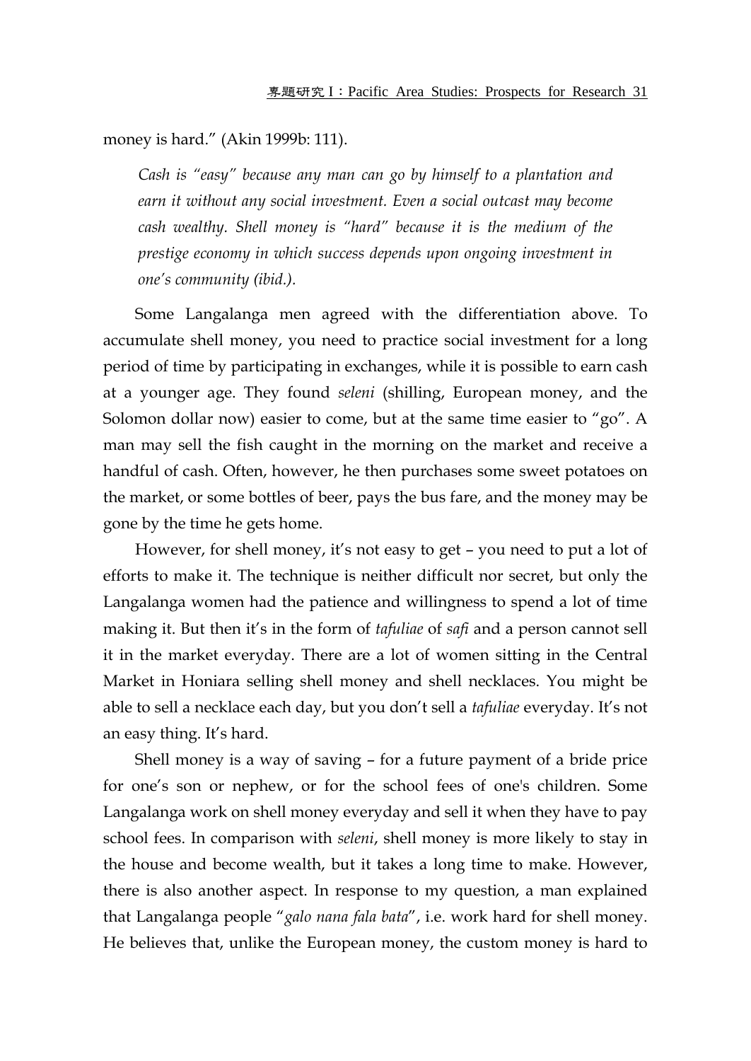money is hard." (Akin 1999b: 111).

> *Cash is "easy" because any man can go by himself to a plantation and earn it without any social investment. Even a social outcast may become cash wealthy. Shell money is "hard" because it is the medium of the prestige economy in which success depends upon ongoing investment in one's community (ibid.).*

Some Langalanga men agreed with the differentiation above. To accumulate shell money, you need to practice social investment for a long period of time by participating in exchanges, while it is possible to earn cash at a younger age. They found *seleni* (shilling, European money, and the Solomon dollar now) easier to come, but at the same time easier to "go". A man may sell the fish caught in the morning on the market and receive a handful of cash. Often, however, he then purchases some sweet potatoes on the market, or some bottles of beer, pays the bus fare, and the money may be gone by the time he gets home.

However, for shell money, it's not easy to get – you need to put a lot of efforts to make it. The technique is neither difficult nor secret, but only the Langalanga women had the patience and willingness to spend a lot of time making it. But then it's in the form of *tafuliae* of *safi* and a person cannot sell it in the market everyday. There are a lot of women sitting in the Central Market in Honiara selling shell money and shell necklaces. You might be able to sell a necklace each day, but you don't sell a *tafuliae* everyday. It's not an easy thing. It's hard.

Shell money is a way of saving – for a future payment of a bride price for one's son or nephew, or for the school fees of one's children. Some Langalanga work on shell money everyday and sell it when they have to pay school fees. In comparison with *seleni*, shell money is more likely to stay in the house and become wealth, but it takes a long time to make. However, there is also another aspect. In response to my question, a man explained that Langalanga people "*galo nana fala bata*", i.e. work hard for shell money. He believes that, unlike the European money, the custom money is hard to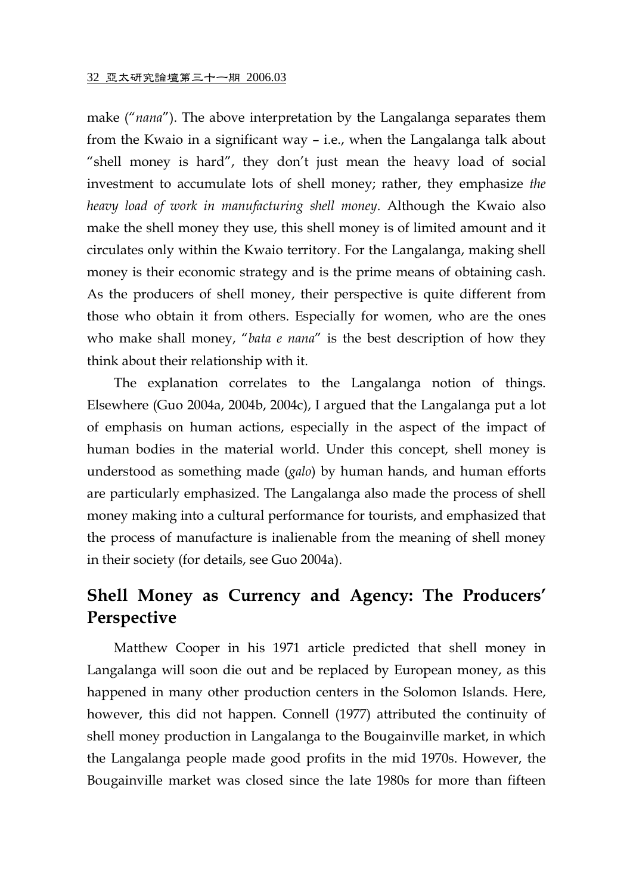make ("*nana*"). The above interpretation by the Langalanga separates them from the Kwaio in a significant way – i.e., when the Langalanga talk about "shell money is hard", they don't just mean the heavy load of social investment to accumulate lots of shell money; rather, they emphasize *the heavy load of work in manufacturing shell money*. Although the Kwaio also make the shell money they use, this shell money is of limited amount and it circulates only within the Kwaio territory. For the Langalanga, making shell money is their economic strategy and is the prime means of obtaining cash. As the producers of shell money, their perspective is quite different from those who obtain it from others. Especially for women, who are the ones who make shall money, "*bata e nana*" is the best description of how they think about their relationship with it.

The explanation correlates to the Langalanga notion of things. Elsewhere (Guo 2004a, 2004b, 2004c), I argued that the Langalanga put a lot of emphasis on human actions, especially in the aspect of the impact of human bodies in the material world. Under this concept, shell money is understood as something made (*galo*) by human hands, and human efforts are particularly emphasized. The Langalanga also made the process of shell money making into a cultural performance for tourists, and emphasized that the process of manufacture is inalienable from the meaning of shell money in their society (for details, see Guo 2004a).

## Shell Money as Currency and Agency: The Producers' Perspective

Matthew Cooper in his 1971 article predicted that shell money in Langalanga will soon die out and be replaced by European money, as this happened in many other production centers in the Solomon Islands. Here, however, this did not happen. Connell (1977) attributed the continuity of shell money production in Langalanga to the Bougainville market, in which the Langalanga people made good profits in the mid 1970s. However, the Bougainville market was closed since the late 1980s for more than fifteen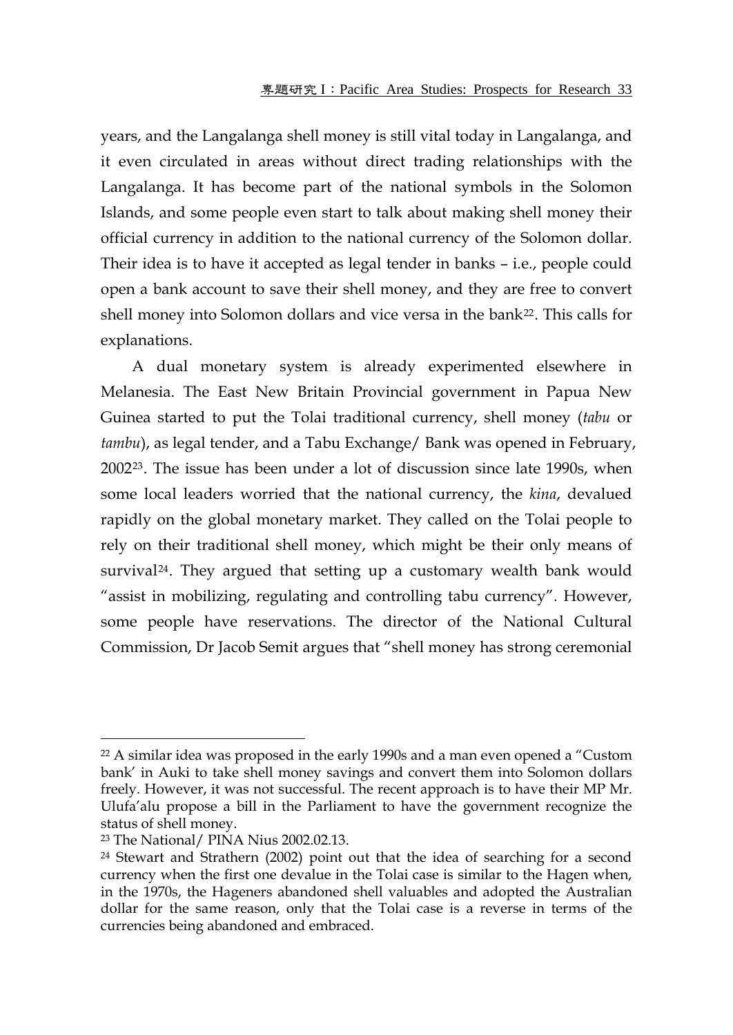years, and the Langalanga shell money is still vital today in Langalanga, and it even circulated in areas without direct trading relationships with the Langalanga. It has become part of the national symbols in the Solomon Islands, and some people even start to talk about making shell money their official currency in addition to the national currency of the Solomon dollar. Their idea is to have it accepted as legal tender in banks – i.e., people could open a bank account to save their shell money, and they are free to convert shell money into Solomon dollars and vice versa in the bank[22]. This calls for explanations.

A dual monetary system is already experimented elsewhere in Melanesia. The East New Britain Provincial government in Papua New Guinea started to put the Tolai traditional currency, shell money (*tabu* or *tambu*), as legal tender, and a Tabu Exchange/ Bank was opened in February, 2002[23]. The issue has been under a lot of discussion since late 1990s, when some local leaders worried that the national currency, the *kina*, devalued rapidly on the global monetary market. They called on the Tolai people to rely on their traditional shell money, which might be their only means of survival[24]. They argued that setting up a customary wealth bank would "assist in mobilizing, regulating and controlling tabu currency". However, some people have reservations. The director of the National Cultural Commission, Dr Jacob Semit argues that "shell money has strong ceremonial

---

[22] A similar idea was proposed in the early 1990s and a man even opened a "Custom bank' in Auki to take shell money savings and convert them into Solomon dollars freely. However, it was not successful. The recent approach is to have their MP Mr. Ulufa'alu propose a bill in the Parliament to have the government recognize the status of shell money.

[23] The National/ PINA Nius 2002.02.13.

[24] Stewart and Strathern (2002) point out that the idea of searching for a second currency when the first one devalue in the Tolai case is similar to the Hagen when, in the 1970s, the Hageners abandoned shell valuables and adopted the Australian dollar for the same reason, only that the Tolai case is a reverse in terms of the currencies being abandoned and embraced.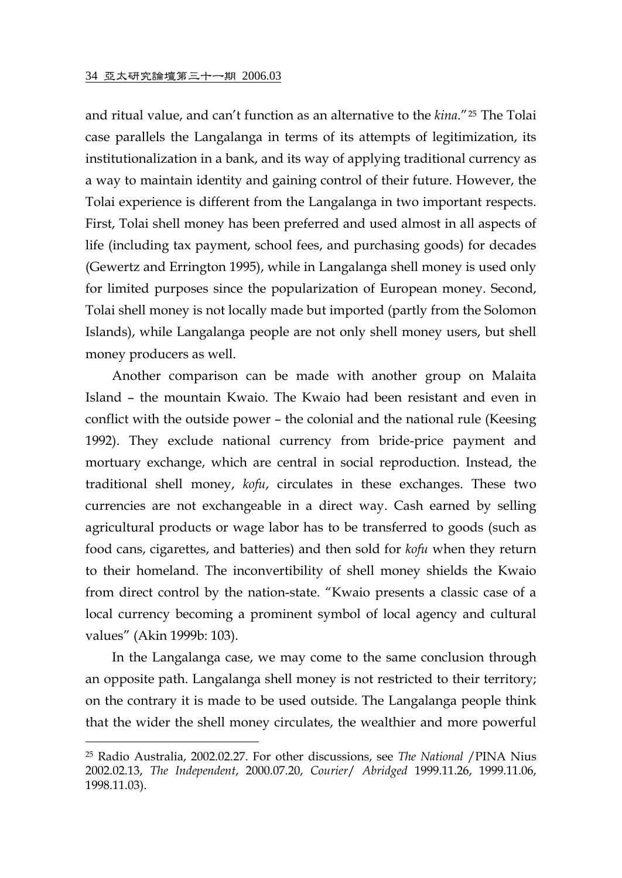and ritual value, and can't function as an alternative to the *kina*."[25] The Tolai case parallels the Langalanga in terms of its attempts of legitimization, its institutionalization in a bank, and its way of applying traditional currency as a way to maintain identity and gaining control of their future. However, the Tolai experience is different from the Langalanga in two important respects. First, Tolai shell money has been preferred and used almost in all aspects of life (including tax payment, school fees, and purchasing goods) for decades (Gewertz and Errington 1995), while in Langalanga shell money is used only for limited purposes since the popularization of European money. Second, Tolai shell money is not locally made but imported (partly from the Solomon Islands), while Langalanga people are not only shell money users, but shell money producers as well.

Another comparison can be made with another group on Malaita Island – the mountain Kwaio. The Kwaio had been resistant and even in conflict with the outside power – the colonial and the national rule (Keesing 1992). They exclude national currency from bride-price payment and mortuary exchange, which are central in social reproduction. Instead, the traditional shell money, *kofu*, circulates in these exchanges. These two currencies are not exchangeable in a direct way. Cash earned by selling agricultural products or wage labor has to be transferred to goods (such as food cans, cigarettes, and batteries) and then sold for *kofu* when they return to their homeland. The inconvertibility of shell money shields the Kwaio from direct control by the nation-state. "Kwaio presents a classic case of a local currency becoming a prominent symbol of local agency and cultural values" (Akin 1999b: 103).

In the Langalanga case, we may come to the same conclusion through an opposite path. Langalanga shell money is not restricted to their territory; on the contrary it is made to be used outside. The Langalanga people think that the wider the shell money circulates, the wealthier and more powerful

---

[25] Radio Australia, 2002.02.27. For other discussions, see *The National* /PINA Nius 2002.02.13, *The Independent*, 2000.07.20, *Courier*/ *Abridged* 1999.11.26, 1999.11.06, 1998.11.03).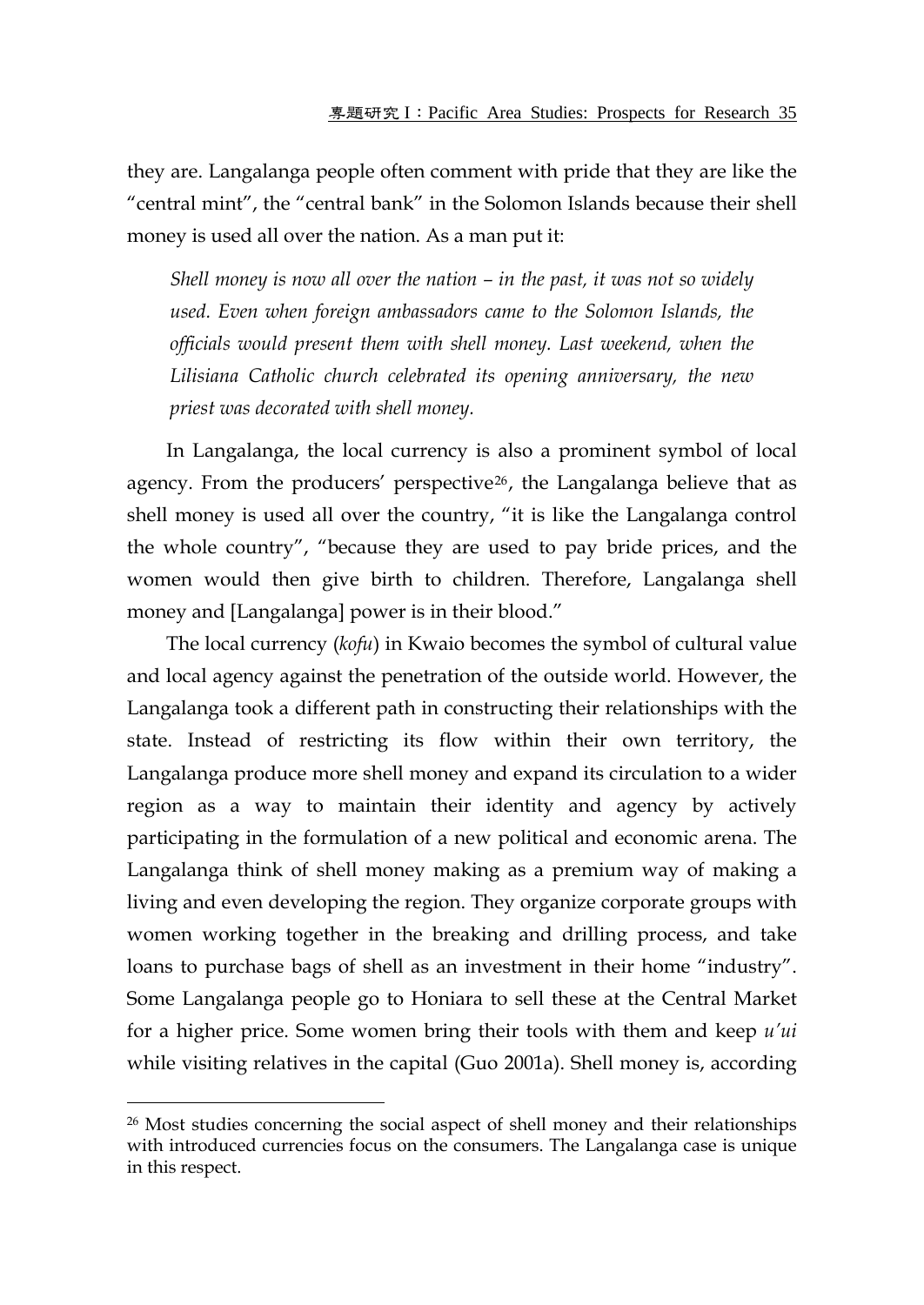they are. Langalanga people often comment with pride that they are like the "central mint", the "central bank" in the Solomon Islands because their shell money is used all over the nation. As a man put it:

> *Shell money is now all over the nation – in the past, it was not so widely used. Even when foreign ambassadors came to the Solomon Islands, the officials would present them with shell money. Last weekend, when the Lilisiana Catholic church celebrated its opening anniversary, the new priest was decorated with shell money.*

In Langalanga, the local currency is also a prominent symbol of local agency. From the producers' perspective[26], the Langalanga believe that as shell money is used all over the country, "it is like the Langalanga control the whole country", "because they are used to pay bride prices, and the women would then give birth to children. Therefore, Langalanga shell money and [Langalanga] power is in their blood."

The local currency (*kofu*) in Kwaio becomes the symbol of cultural value and local agency against the penetration of the outside world. However, the Langalanga took a different path in constructing their relationships with the state. Instead of restricting its flow within their own territory, the Langalanga produce more shell money and expand its circulation to a wider region as a way to maintain their identity and agency by actively participating in the formulation of a new political and economic arena. The Langalanga think of shell money making as a premium way of making a living and even developing the region. They organize corporate groups with women working together in the breaking and drilling process, and take loans to purchase bags of shell as an investment in their home "industry". Some Langalanga people go to Honiara to sell these at the Central Market for a higher price. Some women bring their tools with them and keep *u'ui* while visiting relatives in the capital (Guo 2001a). Shell money is, according

---

[26] Most studies concerning the social aspect of shell money and their relationships with introduced currencies focus on the consumers. The Langalanga case is unique in this respect.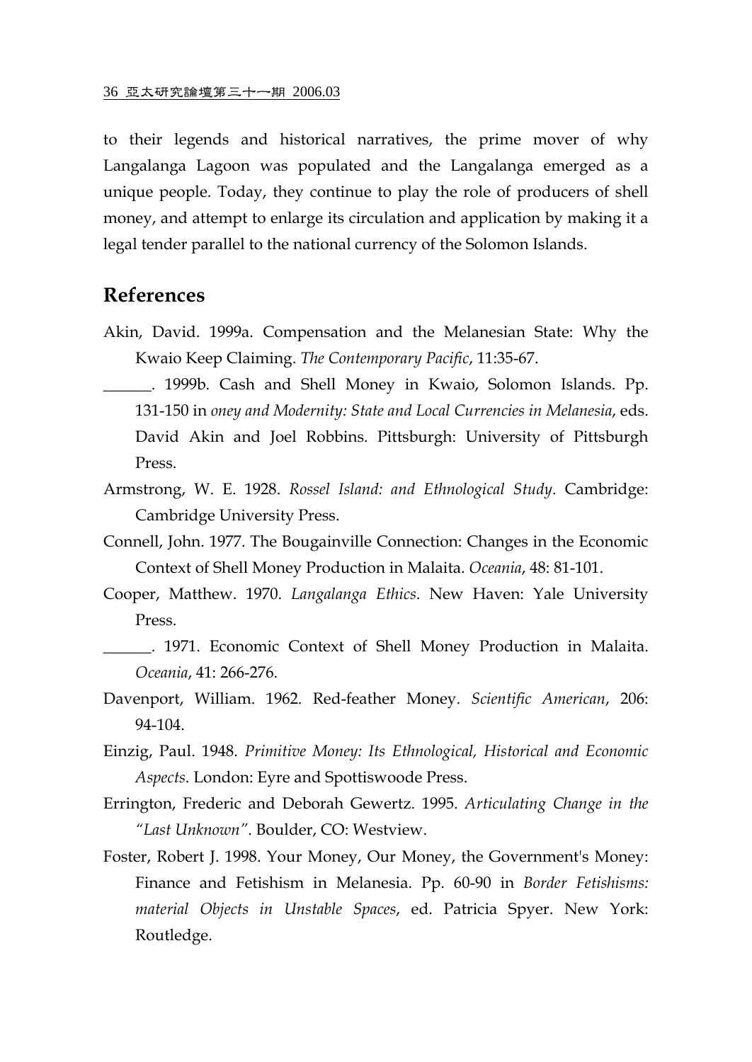to their legends and historical narratives, the prime mover of why Langalanga Lagoon was populated and the Langalanga emerged as a unique people. Today, they continue to play the role of producers of shell money, and attempt to enlarge its circulation and application by making it a legal tender parallel to the national currency of the Solomon Islands.

## References

Akin, David. 1999a. Compensation and the Melanesian State: Why the Kwaio Keep Claiming. *The Contemporary Pacific*, 11:35-67.

______. 1999b. Cash and Shell Money in Kwaio, Solomon Islands. Pp. 131-150 in *oney and Modernity: State and Local Currencies in Melanesia*, eds. David Akin and Joel Robbins. Pittsburgh: University of Pittsburgh Press.

Armstrong, W. E. 1928. *Rossel Island: and Ethnological Study*. Cambridge: Cambridge University Press.

Connell, John. 1977. The Bougainville Connection: Changes in the Economic Context of Shell Money Production in Malaita. *Oceania*, 48: 81-101.

Cooper, Matthew. 1970. *Langalanga Ethics*. New Haven: Yale University Press.

______. 1971. Economic Context of Shell Money Production in Malaita. *Oceania*, 41: 266-276.

Davenport, William. 1962. Red-feather Money. *Scientific American*, 206: 94-104.

Einzig, Paul. 1948. *Primitive Money: Its Ethnological, Historical and Economic Aspects*. London: Eyre and Spottiswoode Press.

Errington, Frederic and Deborah Gewertz. 1995. *Articulating Change in the "Last Unknown"*. Boulder, CO: Westview.

Foster, Robert J. 1998. Your Money, Our Money, the Government's Money: Finance and Fetishism in Melanesia. Pp. 60-90 in *Border Fetishisms: material Objects in Unstable Spaces*, ed. Patricia Spyer. New York: Routledge.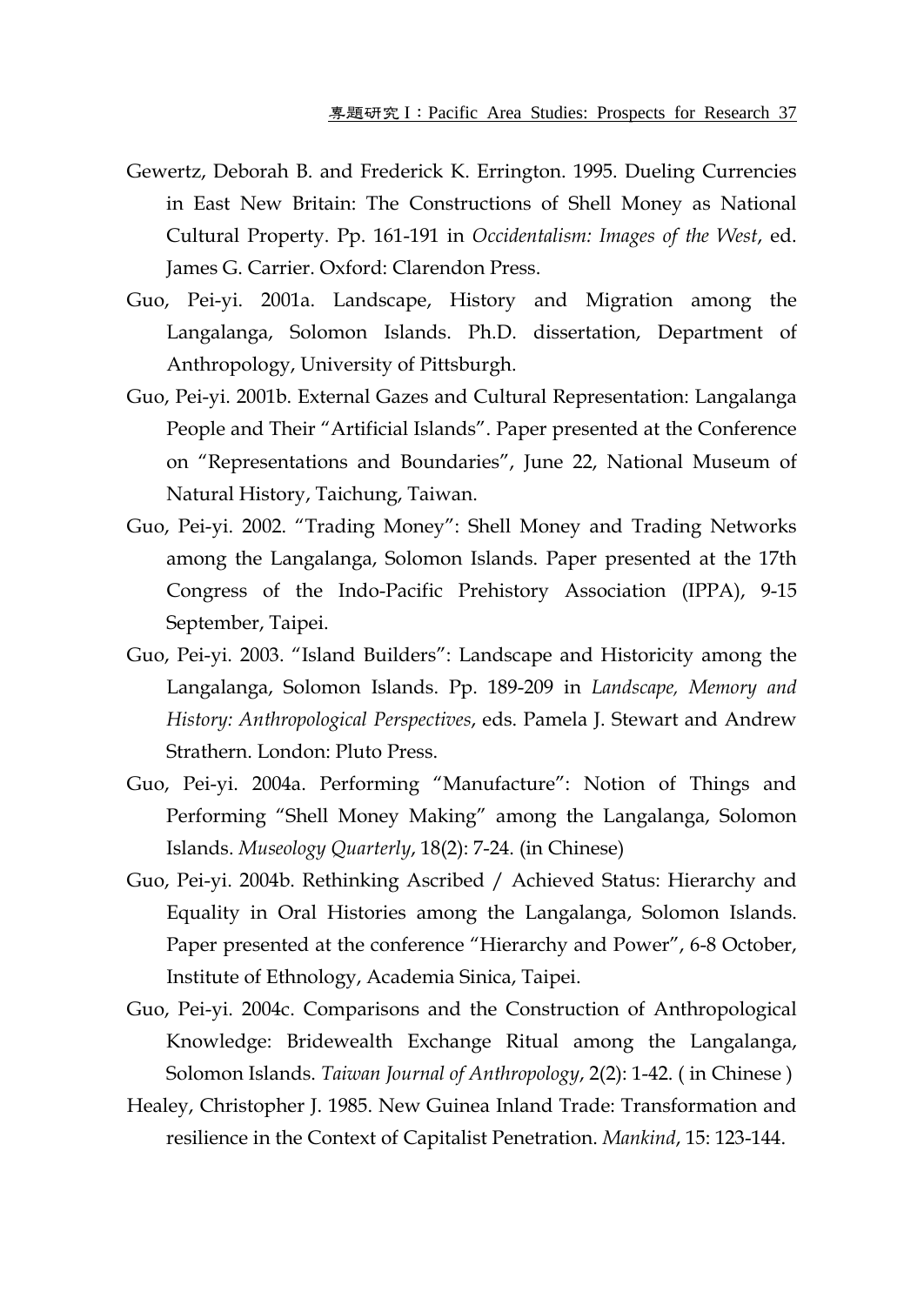Gewertz, Deborah B. and Frederick K. Errington. 1995. Dueling Currencies in East New Britain: The Constructions of Shell Money as National Cultural Property. Pp. 161-191 in *Occidentalism: Images of the West*, ed. James G. Carrier. Oxford: Clarendon Press.

Guo, Pei-yi. 2001a. Landscape, History and Migration among the Langalanga, Solomon Islands. Ph.D. dissertation, Department of Anthropology, University of Pittsburgh.

Guo, Pei-yi. 2001b. External Gazes and Cultural Representation: Langalanga People and Their "Artificial Islands". Paper presented at the Conference on "Representations and Boundaries", June 22, National Museum of Natural History, Taichung, Taiwan.

Guo, Pei-yi. 2002. "Trading Money": Shell Money and Trading Networks among the Langalanga, Solomon Islands. Paper presented at the 17th Congress of the Indo-Pacific Prehistory Association (IPPA), 9-15 September, Taipei.

Guo, Pei-yi. 2003. "Island Builders": Landscape and Historicity among the Langalanga, Solomon Islands. Pp. 189-209 in *Landscape, Memory and History: Anthropological Perspectives*, eds. Pamela J. Stewart and Andrew Strathern. London: Pluto Press.

Guo, Pei-yi. 2004a. Performing "Manufacture": Notion of Things and Performing "Shell Money Making" among the Langalanga, Solomon Islands. *Museology Quarterly*, 18(2): 7-24. (in Chinese)

Guo, Pei-yi. 2004b. Rethinking Ascribed / Achieved Status: Hierarchy and Equality in Oral Histories among the Langalanga, Solomon Islands. Paper presented at the conference "Hierarchy and Power", 6-8 October, Institute of Ethnology, Academia Sinica, Taipei.

Guo, Pei-yi. 2004c. Comparisons and the Construction of Anthropological Knowledge: Bridewealth Exchange Ritual among the Langalanga, Solomon Islands. *Taiwan Journal of Anthropology*, 2(2): 1-42. ( in Chinese )

Healey, Christopher J. 1985. New Guinea Inland Trade: Transformation and resilience in the Context of Capitalist Penetration. *Mankind*, 15: 123-144.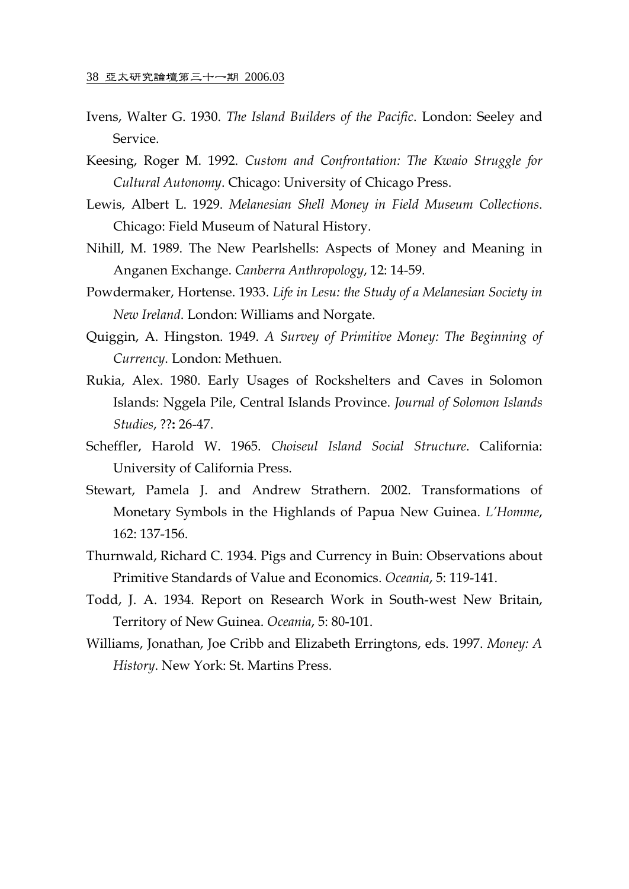Ivens, Walter G. 1930. *The Island Builders of the Pacific*. London: Seeley and Service.

Keesing, Roger M. 1992. *Custom and Confrontation: The Kwaio Struggle for Cultural Autonomy*. Chicago: University of Chicago Press.

Lewis, Albert L. 1929. *Melanesian Shell Money in Field Museum Collections*. Chicago: Field Museum of Natural History.

Nihill, M. 1989. The New Pearlshells: Aspects of Money and Meaning in Anganen Exchange. *Canberra Anthropology*, 12: 14-59.

Powdermaker, Hortense. 1933. *Life in Lesu: the Study of a Melanesian Society in New Ireland*. London: Williams and Norgate.

Quiggin, A. Hingston. 1949. *A Survey of Primitive Money: The Beginning of Currency*. London: Methuen.

Rukia, Alex. 1980. Early Usages of Rockshelters and Caves in Solomon Islands: Nggela Pile, Central Islands Province. *Journal of Solomon Islands Studies*, ??**:** 26-47.

Scheffler, Harold W. 1965. *Choiseul Island Social Structure*. California: University of California Press.

Stewart, Pamela J. and Andrew Strathern. 2002. Transformations of Monetary Symbols in the Highlands of Papua New Guinea. *L'Homme*, 162: 137-156.

Thurnwald, Richard C. 1934. Pigs and Currency in Buin: Observations about Primitive Standards of Value and Economics. *Oceania*, 5: 119-141.

Todd, J. A. 1934. Report on Research Work in South-west New Britain, Territory of New Guinea. *Oceania*, 5: 80-101.

Williams, Jonathan, Joe Cribb and Elizabeth Erringtons, eds. 1997. *Money: A History*. New York: St. Martins Press.